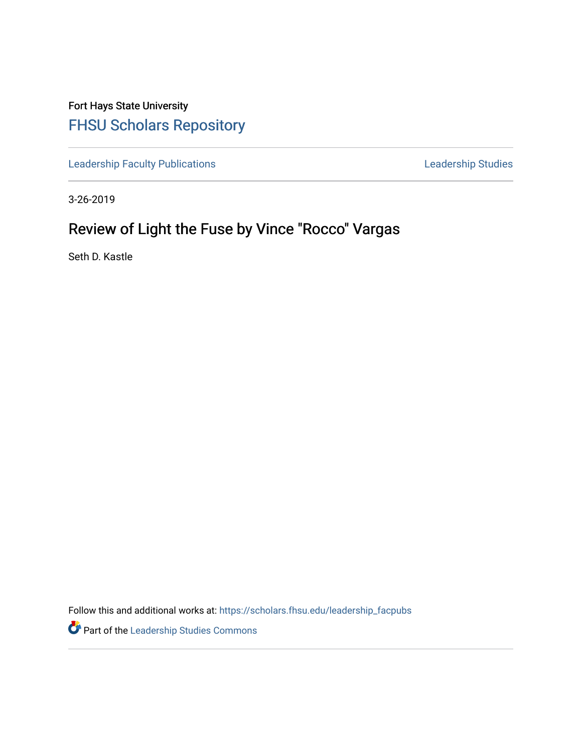Fort Hays State University

FHSU Scholars Repository

Leadership Faculty Publications

Leadership Studies

3-26-2019

# Review of Light the Fuse by Vince "Rocco" Vargas

Seth D. Kastle

Follow this and additional works at: https://scholars.fhsu.edu/leadership_facpubs

Part of the Leadership Studies Commons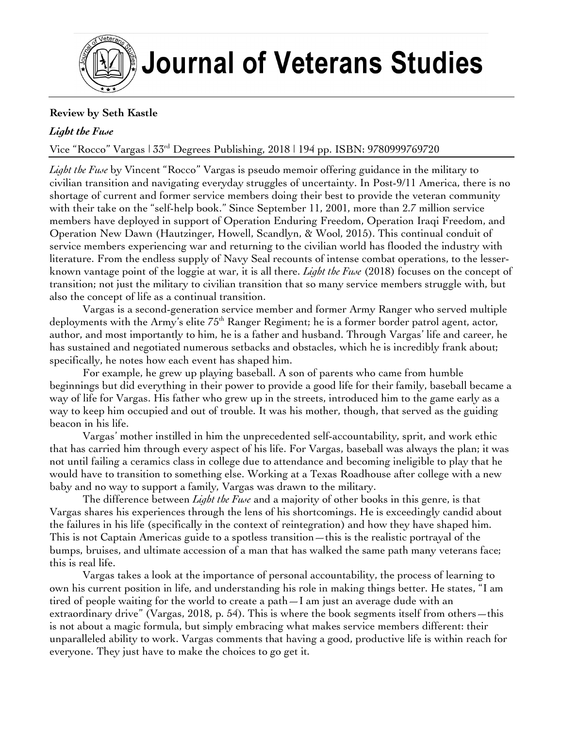**Review by Seth Kastle**

***Light the Fuse***

Vice "Rocco" Vargas | 33rd Degrees Publishing, 2018 | 194 pp. ISBN: 9780999769720

*Light the Fuse* by Vincent "Rocco" Vargas is pseudo memoir offering guidance in the military to civilian transition and navigating everyday struggles of uncertainty. In Post-9/11 America, there is no shortage of current and former service members doing their best to provide the veteran community with their take on the "self-help book." Since September 11, 2001, more than 2.7 million service members have deployed in support of Operation Enduring Freedom, Operation Iraqi Freedom, and Operation New Dawn (Hautzinger, Howell, Scandlyn, & Wool, 2015). This continual conduit of service members experiencing war and returning to the civilian world has flooded the industry with literature. From the endless supply of Navy Seal recounts of intense combat operations, to the lesser-known vantage point of the loggie at war, it is all there. *Light the Fuse* (2018) focuses on the concept of transition; not just the military to civilian transition that so many service members struggle with, but also the concept of life as a continual transition.

Vargas is a second-generation service member and former Army Ranger who served multiple deployments with the Army's elite 75th Ranger Regiment; he is a former border patrol agent, actor, author, and most importantly to him, he is a father and husband. Through Vargas' life and career, he has sustained and negotiated numerous setbacks and obstacles, which he is incredibly frank about; specifically, he notes how each event has shaped him.

For example, he grew up playing baseball. A son of parents who came from humble beginnings but did everything in their power to provide a good life for their family, baseball became a way of life for Vargas. His father who grew up in the streets, introduced him to the game early as a way to keep him occupied and out of trouble. It was his mother, though, that served as the guiding beacon in his life.

Vargas' mother instilled in him the unprecedented self-accountability, sprit, and work ethic that has carried him through every aspect of his life. For Vargas, baseball was always the plan; it was not until failing a ceramics class in college due to attendance and becoming ineligible to play that he would have to transition to something else. Working at a Texas Roadhouse after college with a new baby and no way to support a family, Vargas was drawn to the military.

The difference between *Light the Fuse* and a majority of other books in this genre, is that Vargas shares his experiences through the lens of his shortcomings. He is exceedingly candid about the failures in his life (specifically in the context of reintegration) and how they have shaped him. This is not Captain Americas guide to a spotless transition—this is the realistic portrayal of the bumps, bruises, and ultimate accession of a man that has walked the same path many veterans face; this is real life.

Vargas takes a look at the importance of personal accountability, the process of learning to own his current position in life, and understanding his role in making things better. He states, "I am tired of people waiting for the world to create a path—I am just an average dude with an extraordinary drive" (Vargas, 2018, p. 54). This is where the book segments itself from others—this is not about a magic formula, but simply embracing what makes service members different: their unparalleled ability to work. Vargas comments that having a good, productive life is within reach for everyone. They just have to make the choices to go get it.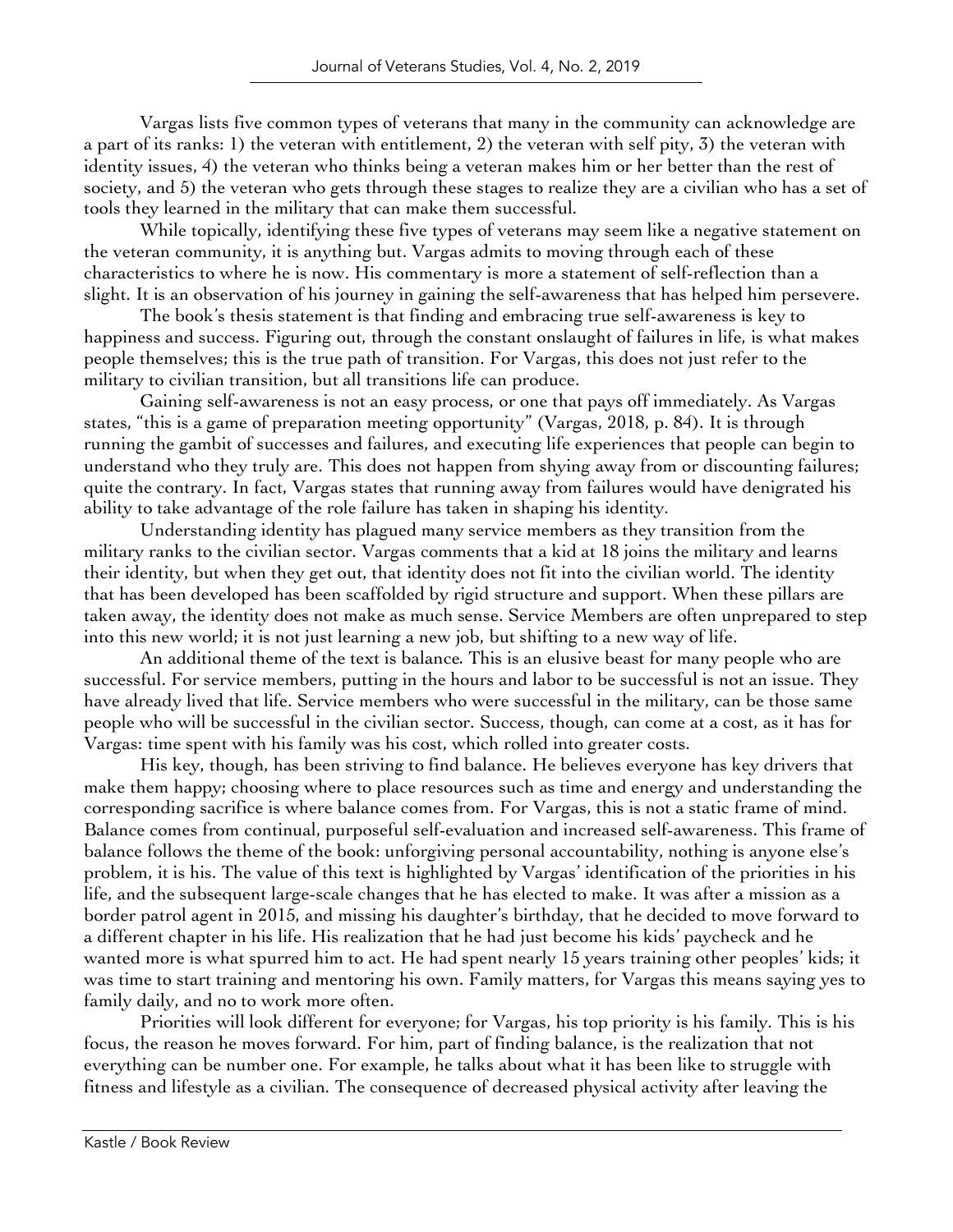Vargas lists five common types of veterans that many in the community can acknowledge are a part of its ranks: 1) the veteran with entitlement, 2) the veteran with self pity, 3) the veteran with identity issues, 4) the veteran who thinks being a veteran makes him or her better than the rest of society, and 5) the veteran who gets through these stages to realize they are a civilian who has a set of tools they learned in the military that can make them successful.

While topically, identifying these five types of veterans may seem like a negative statement on the veteran community, it is anything but. Vargas admits to moving through each of these characteristics to where he is now. His commentary is more a statement of self-reflection than a slight. It is an observation of his journey in gaining the self-awareness that has helped him persevere.

The book's thesis statement is that finding and embracing true self-awareness is key to happiness and success. Figuring out, through the constant onslaught of failures in life, is what makes people themselves; this is the true path of transition. For Vargas, this does not just refer to the military to civilian transition, but all transitions life can produce.

Gaining self-awareness is not an easy process, or one that pays off immediately. As Vargas states, "this is a game of preparation meeting opportunity" (Vargas, 2018, p. 84). It is through running the gambit of successes and failures, and executing life experiences that people can begin to understand who they truly are. This does not happen from shying away from or discounting failures; quite the contrary. In fact, Vargas states that running away from failures would have denigrated his ability to take advantage of the role failure has taken in shaping his identity.

Understanding identity has plagued many service members as they transition from the military ranks to the civilian sector. Vargas comments that a kid at 18 joins the military and learns their identity, but when they get out, that identity does not fit into the civilian world. The identity that has been developed has been scaffolded by rigid structure and support. When these pillars are taken away, the identity does not make as much sense. Service Members are often unprepared to step into this new world; it is not just learning a new job, but shifting to a new way of life.

An additional theme of the text is balance. This is an elusive beast for many people who are successful. For service members, putting in the hours and labor to be successful is not an issue. They have already lived that life. Service members who were successful in the military, can be those same people who will be successful in the civilian sector. Success, though, can come at a cost, as it has for Vargas: time spent with his family was his cost, which rolled into greater costs.

His key, though, has been striving to find balance. He believes everyone has key drivers that make them happy; choosing where to place resources such as time and energy and understanding the corresponding sacrifice is where balance comes from. For Vargas, this is not a static frame of mind. Balance comes from continual, purposeful self-evaluation and increased self-awareness. This frame of balance follows the theme of the book: unforgiving personal accountability, nothing is anyone else's problem, it is his. The value of this text is highlighted by Vargas' identification of the priorities in his life, and the subsequent large-scale changes that he has elected to make. It was after a mission as a border patrol agent in 2015, and missing his daughter's birthday, that he decided to move forward to a different chapter in his life. His realization that he had just become his kids' paycheck and he wanted more is what spurred him to act. He had spent nearly 15 years training other peoples' kids; it was time to start training and mentoring his own. Family matters, for Vargas this means saying yes to family daily, and no to work more often.

Priorities will look different for everyone; for Vargas, his top priority is his family. This is his focus, the reason he moves forward. For him, part of finding balance, is the realization that not everything can be number one. For example, he talks about what it has been like to struggle with fitness and lifestyle as a civilian. The consequence of decreased physical activity after leaving the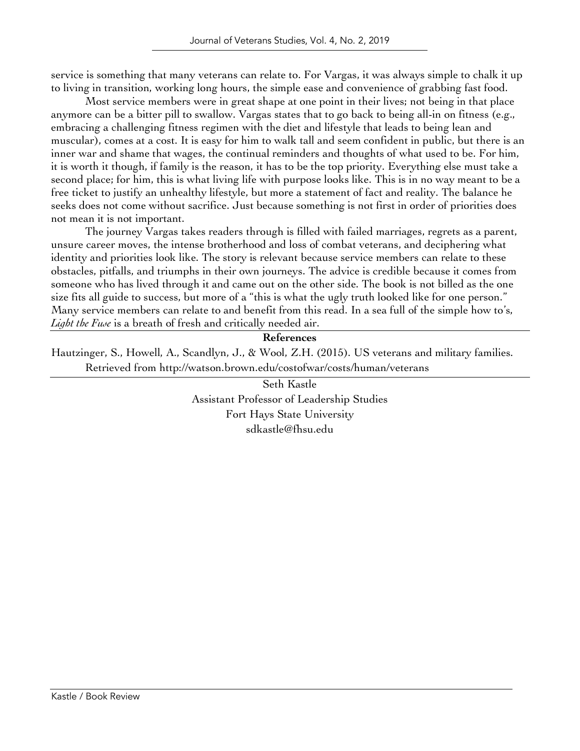service is something that many veterans can relate to. For Vargas, it was always simple to chalk it up to living in transition, working long hours, the simple ease and convenience of grabbing fast food.

Most service members were in great shape at one point in their lives; not being in that place anymore can be a bitter pill to swallow. Vargas states that to go back to being all-in on fitness (e.g., embracing a challenging fitness regimen with the diet and lifestyle that leads to being lean and muscular), comes at a cost. It is easy for him to walk tall and seem confident in public, but there is an inner war and shame that wages, the continual reminders and thoughts of what used to be. For him, it is worth it though, if family is the reason, it has to be the top priority. Everything else must take a second place; for him, this is what living life with purpose looks like. This is in no way meant to be a free ticket to justify an unhealthy lifestyle, but more a statement of fact and reality. The balance he seeks does not come without sacrifice. Just because something is not first in order of priorities does not mean it is not important.

The journey Vargas takes readers through is filled with failed marriages, regrets as a parent, unsure career moves, the intense brotherhood and loss of combat veterans, and deciphering what identity and priorities look like. The story is relevant because service members can relate to these obstacles, pitfalls, and triumphs in their own journeys. The advice is credible because it comes from someone who has lived through it and came out on the other side. The book is not billed as the one size fits all guide to success, but more of a "this is what the ugly truth looked like for one person." Many service members can relate to and benefit from this read. In a sea full of the simple how to's, *Light the Fuse* is a breath of fresh and critically needed air.

**References**

Hautzinger, S., Howell, A., Scandlyn, J., & Wool, Z.H. (2015). US veterans and military families. Retrieved from http://watson.brown.edu/costofwar/costs/human/veterans

Seth Kastle
Assistant Professor of Leadership Studies
Fort Hays State University
sdkastle@fhsu.edu